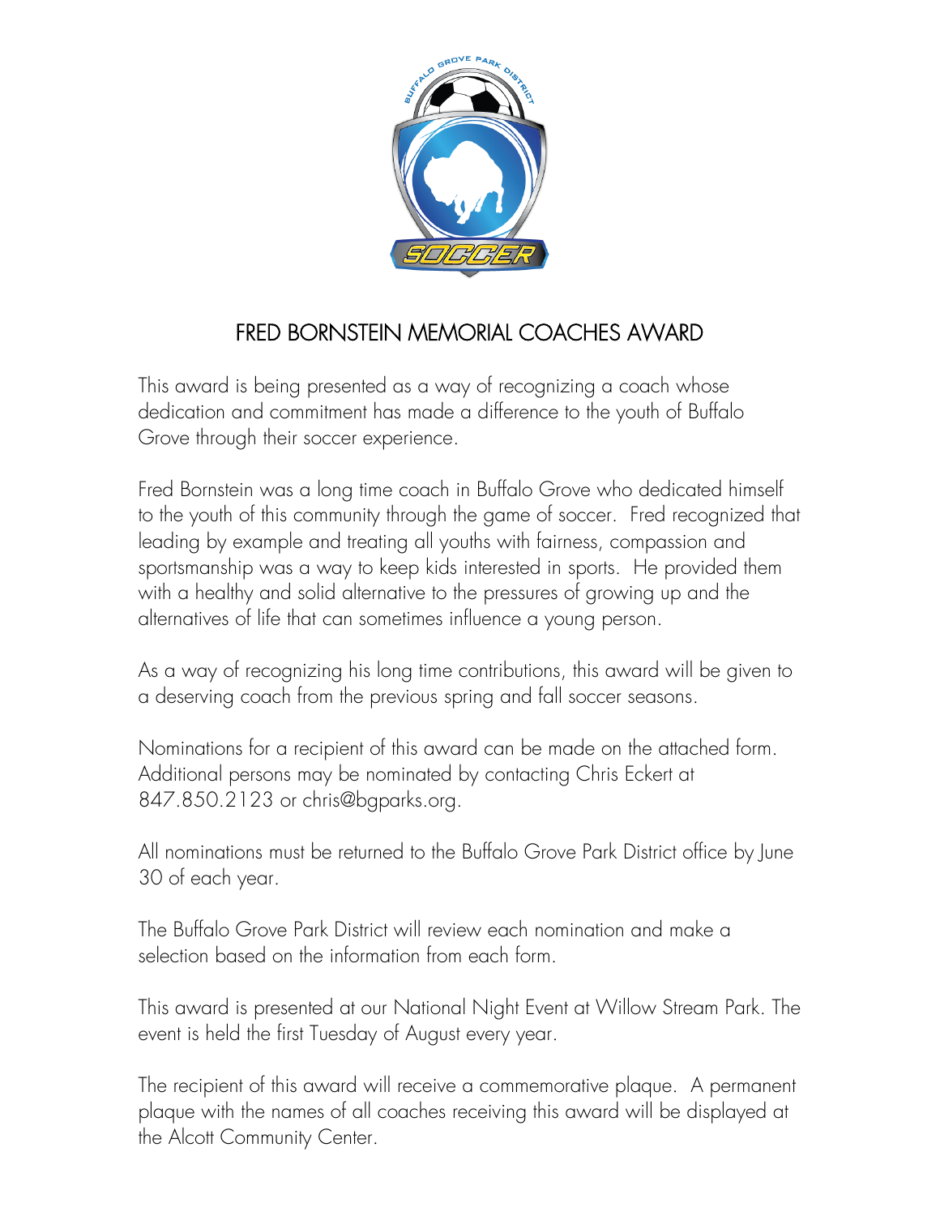# FRED BORNSTEIN MEMORIAL COACHES AWARD

This award is being presented as a way of recognizing a coach whose dedication and commitment has made a difference to the youth of Buffalo Grove through their soccer experience.

Fred Bornstein was a long time coach in Buffalo Grove who dedicated himself to the youth of this community through the game of soccer. Fred recognized that leading by example and treating all youths with fairness, compassion and sportsmanship was a way to keep kids interested in sports. He provided them with a healthy and solid alternative to the pressures of growing up and the alternatives of life that can sometimes influence a young person.

As a way of recognizing his long time contributions, this award will be given to a deserving coach from the previous spring and fall soccer seasons.

Nominations for a recipient of this award can be made on the attached form. Additional persons may be nominated by contacting Chris Eckert at 847.850.2123 or chris@bgparks.org.

All nominations must be returned to the Buffalo Grove Park District office by June 30 of each year.

The Buffalo Grove Park District will review each nomination and make a selection based on the information from each form.

This award is presented at our National Night Event at Willow Stream Park. The event is held the first Tuesday of August every year.

The recipient of this award will receive a commemorative plaque. A permanent plaque with the names of all coaches receiving this award will be displayed at the Alcott Community Center.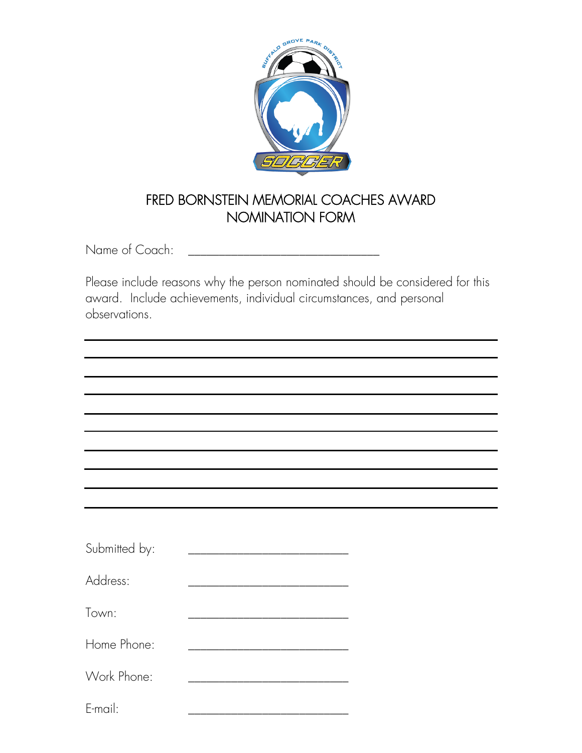# FRED BORNSTEIN MEMORIAL COACHES AWARD NOMINATION FORM

Name of Coach: ______________________________

Please include reasons why the person nominated should be considered for this award. Include achievements, individual circumstances, and personal observations.

__________________________________________________________________

__________________________________________________________________

__________________________________________________________________

__________________________________________________________________

__________________________________________________________________

__________________________________________________________________

__________________________________________________________________

__________________________________________________________________

__________________________________________________________________

__________________________________________________________________

Submitted by: ________________________

Address: ________________________

Town: ________________________

Home Phone: ________________________

Work Phone: ________________________

E-mail: ________________________